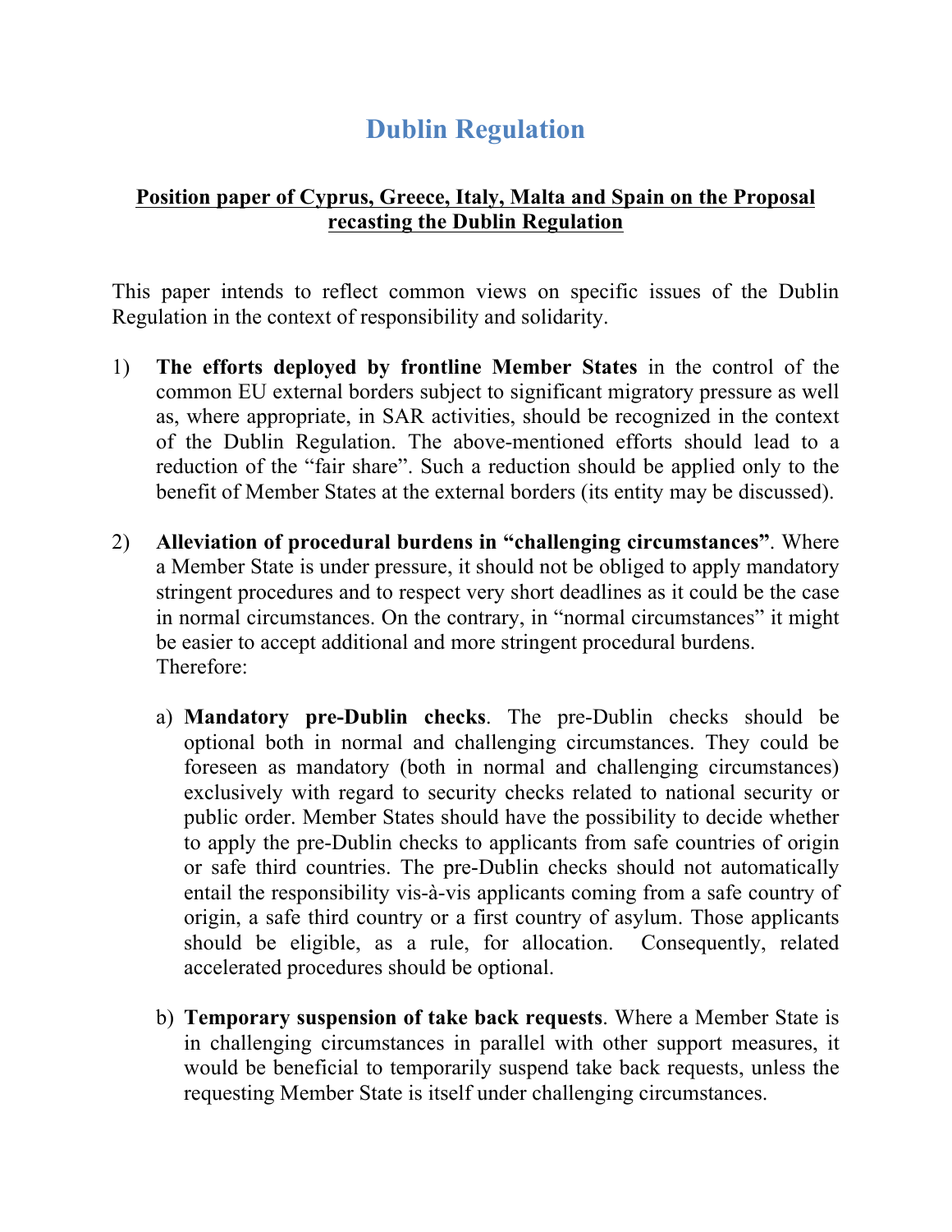# Dublin Regulation

## Position paper of Cyprus, Greece, Italy, Malta and Spain on the Proposal recasting the Dublin Regulation

This paper intends to reflect common views on specific issues of the Dublin Regulation in the context of responsibility and solidarity.

1) **The efforts deployed by frontline Member States** in the control of the common EU external borders subject to significant migratory pressure as well as, where appropriate, in SAR activities, should be recognized in the context of the Dublin Regulation. The above-mentioned efforts should lead to a reduction of the "fair share". Such a reduction should be applied only to the benefit of Member States at the external borders (its entity may be discussed).

2) **Alleviation of procedural burdens in "challenging circumstances"**. Where a Member State is under pressure, it should not be obliged to apply mandatory stringent procedures and to respect very short deadlines as it could be the case in normal circumstances. On the contrary, in "normal circumstances" it might be easier to accept additional and more stringent procedural burdens. Therefore:

   a) **Mandatory pre-Dublin checks**. The pre-Dublin checks should be optional both in normal and challenging circumstances. They could be foreseen as mandatory (both in normal and challenging circumstances) exclusively with regard to security checks related to national security or public order. Member States should have the possibility to decide whether to apply the pre-Dublin checks to applicants from safe countries of origin or safe third countries. The pre-Dublin checks should not automatically entail the responsibility vis-à-vis applicants coming from a safe country of origin, a safe third country or a first country of asylum. Those applicants should be eligible, as a rule, for allocation. Consequently, related accelerated procedures should be optional.

   b) **Temporary suspension of take back requests**. Where a Member State is in challenging circumstances in parallel with other support measures, it would be beneficial to temporarily suspend take back requests, unless the requesting Member State is itself under challenging circumstances.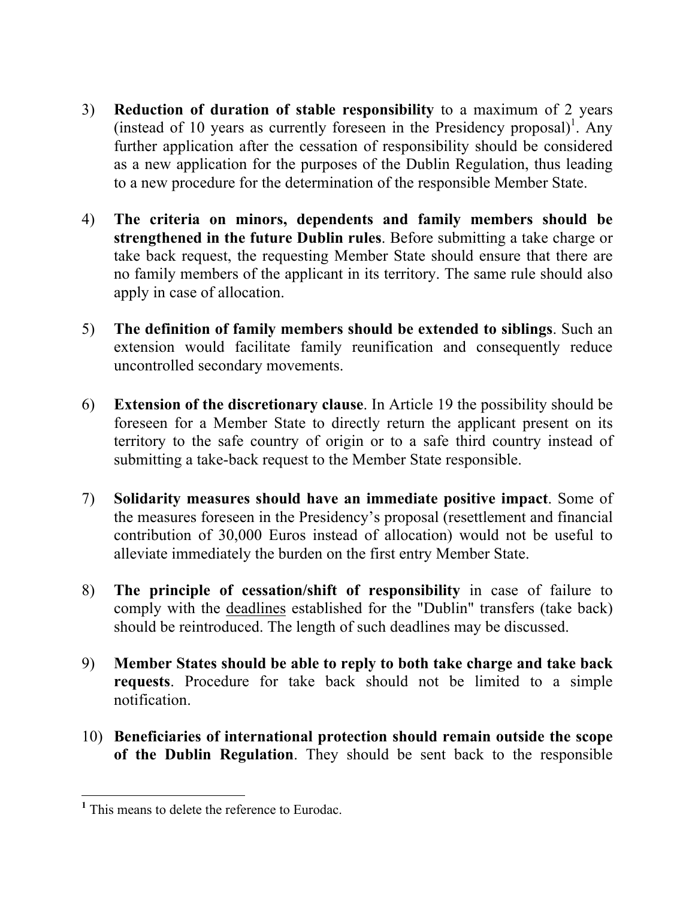3) **Reduction of duration of stable responsibility** to a maximum of 2 years (instead of 10 years as currently foreseen in the Presidency proposal)[1]. Any further application after the cessation of responsibility should be considered as a new application for the purposes of the Dublin Regulation, thus leading to a new procedure for the determination of the responsible Member State.

4) **The criteria on minors, dependents and family members should be strengthened in the future Dublin rules**. Before submitting a take charge or take back request, the requesting Member State should ensure that there are no family members of the applicant in its territory. The same rule should also apply in case of allocation.

5) **The definition of family members should be extended to siblings**. Such an extension would facilitate family reunification and consequently reduce uncontrolled secondary movements.

6) **Extension of the discretionary clause**. In Article 19 the possibility should be foreseen for a Member State to directly return the applicant present on its territory to the safe country of origin or to a safe third country instead of submitting a take-back request to the Member State responsible.

7) **Solidarity measures should have an immediate positive impact**. Some of the measures foreseen in the Presidency's proposal (resettlement and financial contribution of 30,000 Euros instead of allocation) would not be useful to alleviate immediately the burden on the first entry Member State.

8) **The principle of cessation/shift of responsibility** in case of failure to comply with the <u>deadlines</u> established for the "Dublin" transfers (take back) should be reintroduced. The length of such deadlines may be discussed.

9) **Member States should be able to reply to both take charge and take back requests**. Procedure for take back should not be limited to a simple notification.

10) **Beneficiaries of international protection should remain outside the scope of the Dublin Regulation**. They should be sent back to the responsible

---

[1] This means to delete the reference to Eurodac.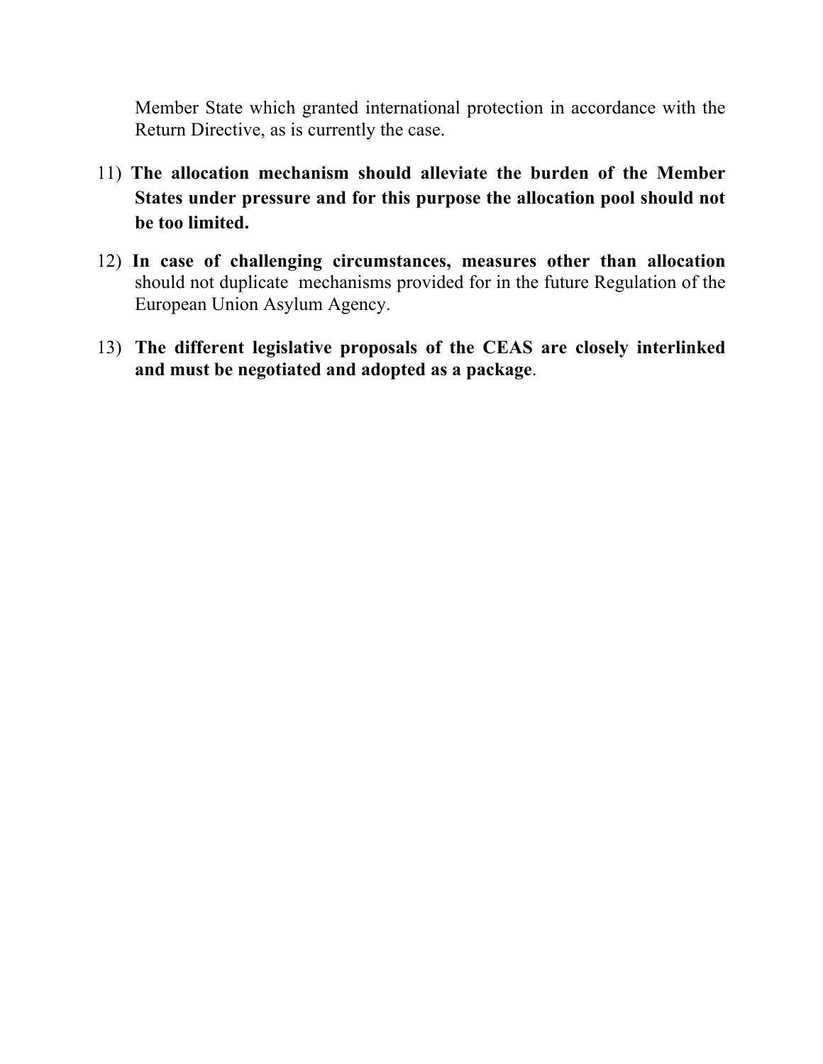Member State which granted international protection in accordance with the Return Directive, as is currently the case.

11) **The allocation mechanism should alleviate the burden of the Member States under pressure and for this purpose the allocation pool should not be too limited.**

12) **In case of challenging circumstances, measures other than allocation** should not duplicate mechanisms provided for in the future Regulation of the European Union Asylum Agency.

13) **The different legislative proposals of the CEAS are closely interlinked and must be negotiated and adopted as a package**.